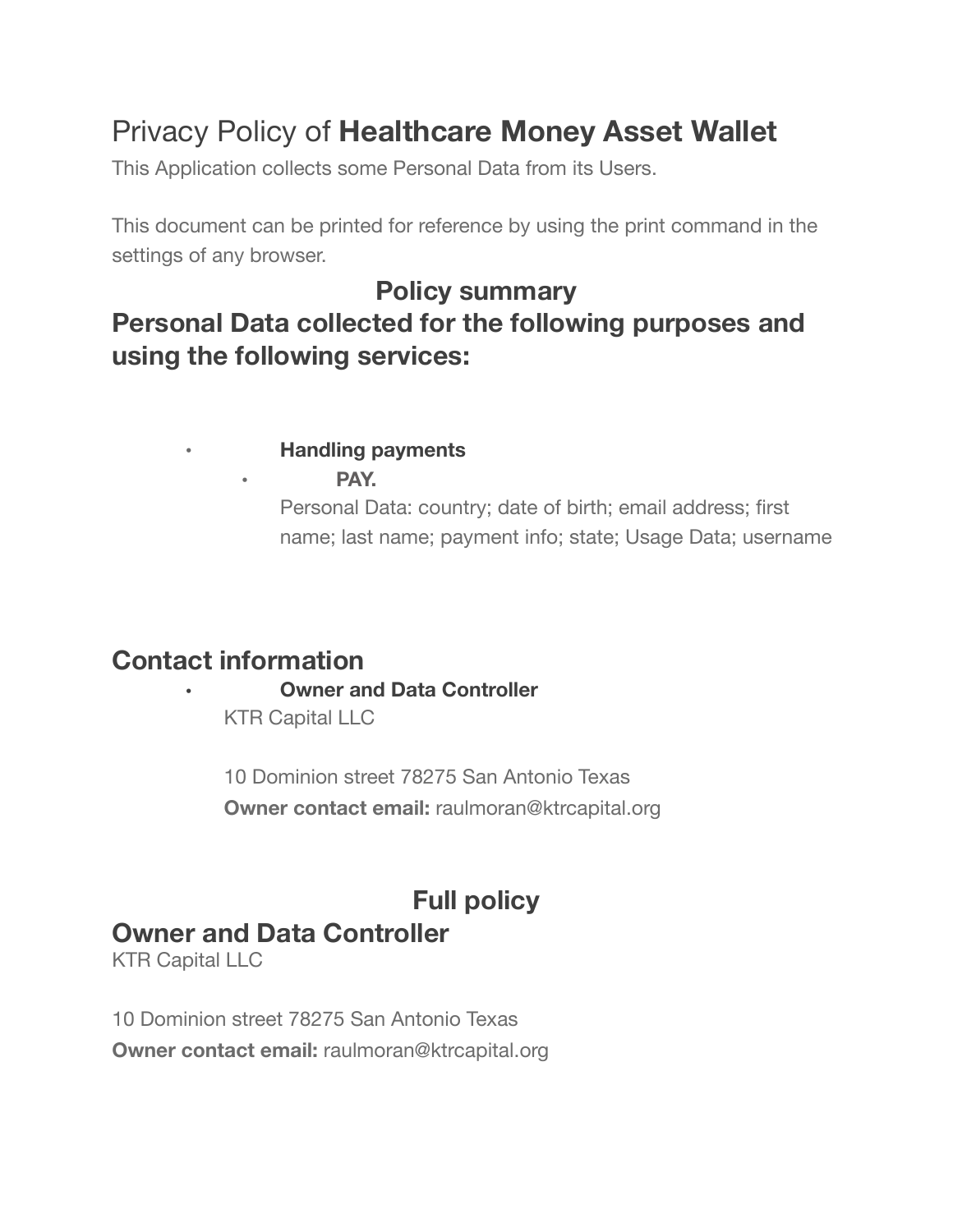# Privacy Policy of **Healthcare Money Asset Wallet**

This Application collects some Personal Data from its Users.

This document can be printed for reference by using the print command in the settings of any browser.

## Policy summary

## Personal Data collected for the following purposes and using the following services:

- **Handling payments**
  - **PAY.**
    
    Personal Data: country; date of birth; email address; first name; last name; payment info; state; Usage Data; username

## Contact information

- **Owner and Data Controller**
  
  KTR Capital LLC
  
  10 Dominion street 78275 San Antonio Texas
  
  **Owner contact email:** raulmoran@ktrcapital.org

## Full policy

## Owner and Data Controller

KTR Capital LLC

10 Dominion street 78275 San Antonio Texas

**Owner contact email:** raulmoran@ktrcapital.org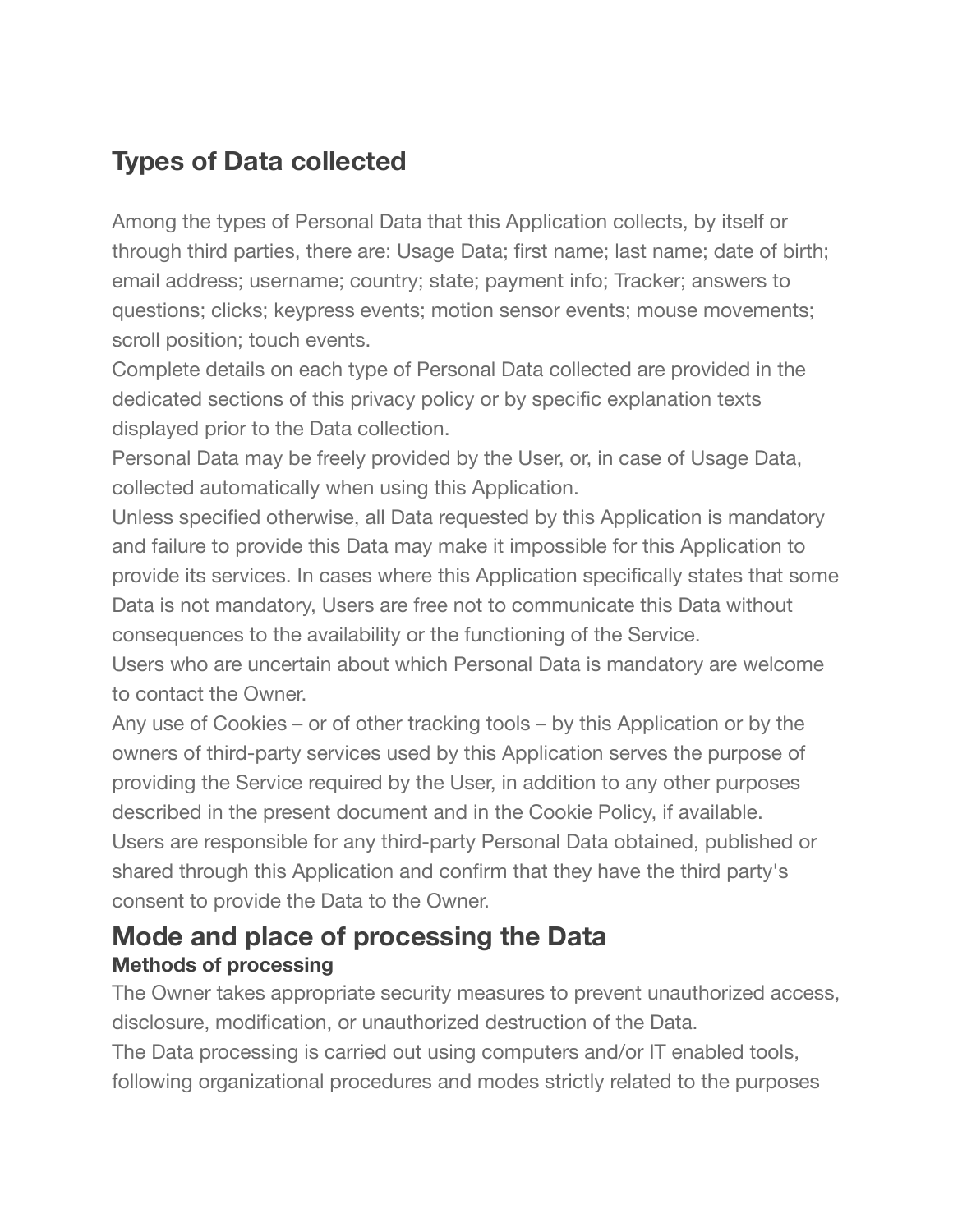## Types of Data collected

Among the types of Personal Data that this Application collects, by itself or through third parties, there are: Usage Data; first name; last name; date of birth; email address; username; country; state; payment info; Tracker; answers to questions; clicks; keypress events; motion sensor events; mouse movements; scroll position; touch events.

Complete details on each type of Personal Data collected are provided in the dedicated sections of this privacy policy or by specific explanation texts displayed prior to the Data collection.

Personal Data may be freely provided by the User, or, in case of Usage Data, collected automatically when using this Application.

Unless specified otherwise, all Data requested by this Application is mandatory and failure to provide this Data may make it impossible for this Application to provide its services. In cases where this Application specifically states that some Data is not mandatory, Users are free not to communicate this Data without consequences to the availability or the functioning of the Service.

Users who are uncertain about which Personal Data is mandatory are welcome to contact the Owner.

Any use of Cookies – or of other tracking tools – by this Application or by the owners of third-party services used by this Application serves the purpose of providing the Service required by the User, in addition to any other purposes described in the present document and in the Cookie Policy, if available.

Users are responsible for any third-party Personal Data obtained, published or shared through this Application and confirm that they have the third party's consent to provide the Data to the Owner.

## Mode and place of processing the Data

### Methods of processing

The Owner takes appropriate security measures to prevent unauthorized access, disclosure, modification, or unauthorized destruction of the Data.

The Data processing is carried out using computers and/or IT enabled tools, following organizational procedures and modes strictly related to the purposes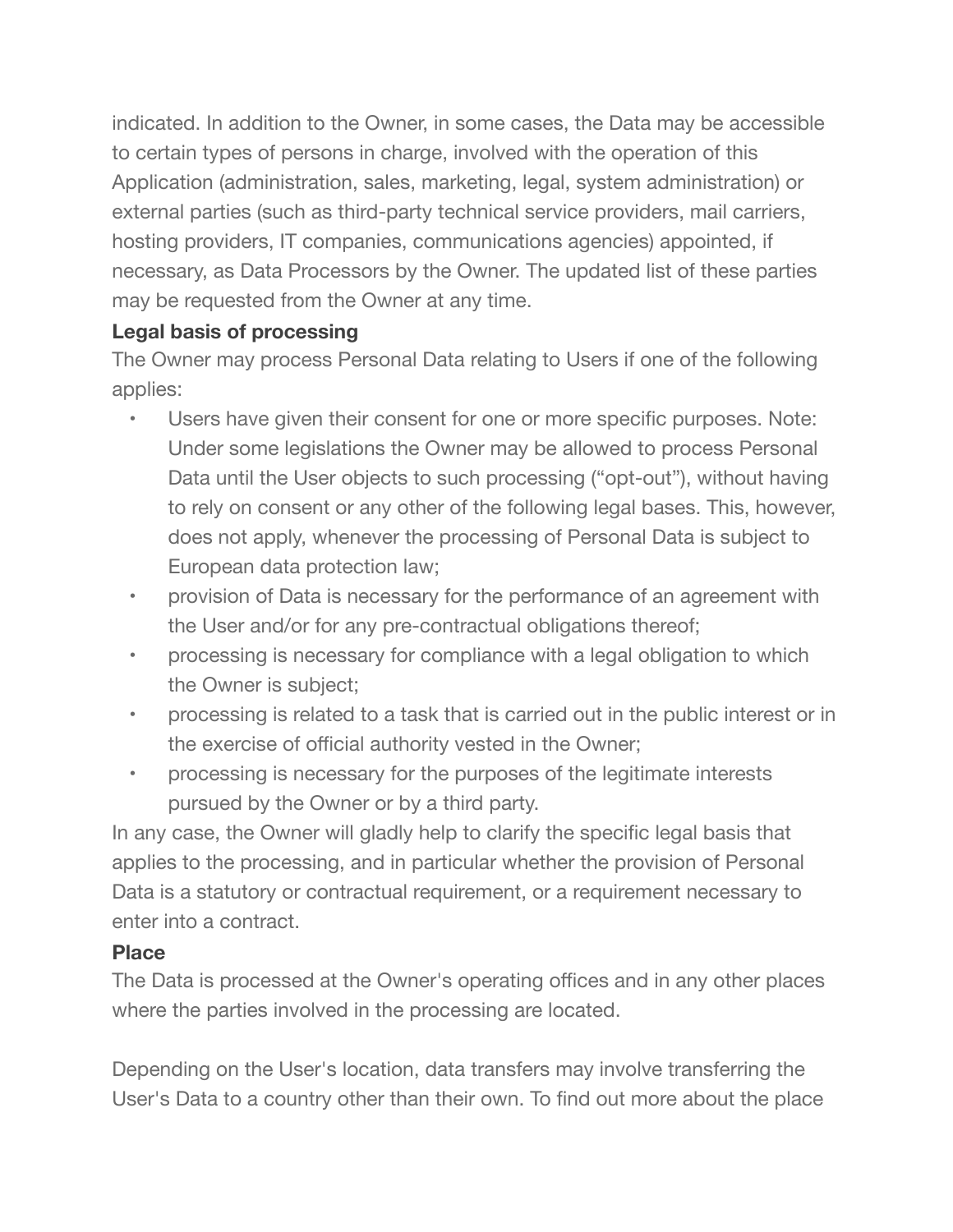indicated. In addition to the Owner, in some cases, the Data may be accessible to certain types of persons in charge, involved with the operation of this Application (administration, sales, marketing, legal, system administration) or external parties (such as third-party technical service providers, mail carriers, hosting providers, IT companies, communications agencies) appointed, if necessary, as Data Processors by the Owner. The updated list of these parties may be requested from the Owner at any time.

**Legal basis of processing**

The Owner may process Personal Data relating to Users if one of the following applies:

- Users have given their consent for one or more specific purposes. Note: Under some legislations the Owner may be allowed to process Personal Data until the User objects to such processing ("opt-out"), without having to rely on consent or any other of the following legal bases. This, however, does not apply, whenever the processing of Personal Data is subject to European data protection law;
- provision of Data is necessary for the performance of an agreement with the User and/or for any pre-contractual obligations thereof;
- processing is necessary for compliance with a legal obligation to which the Owner is subject;
- processing is related to a task that is carried out in the public interest or in the exercise of official authority vested in the Owner;
- processing is necessary for the purposes of the legitimate interests pursued by the Owner or by a third party.

In any case, the Owner will gladly help to clarify the specific legal basis that applies to the processing, and in particular whether the provision of Personal Data is a statutory or contractual requirement, or a requirement necessary to enter into a contract.

**Place**

The Data is processed at the Owner's operating offices and in any other places where the parties involved in the processing are located.

Depending on the User's location, data transfers may involve transferring the User's Data to a country other than their own. To find out more about the place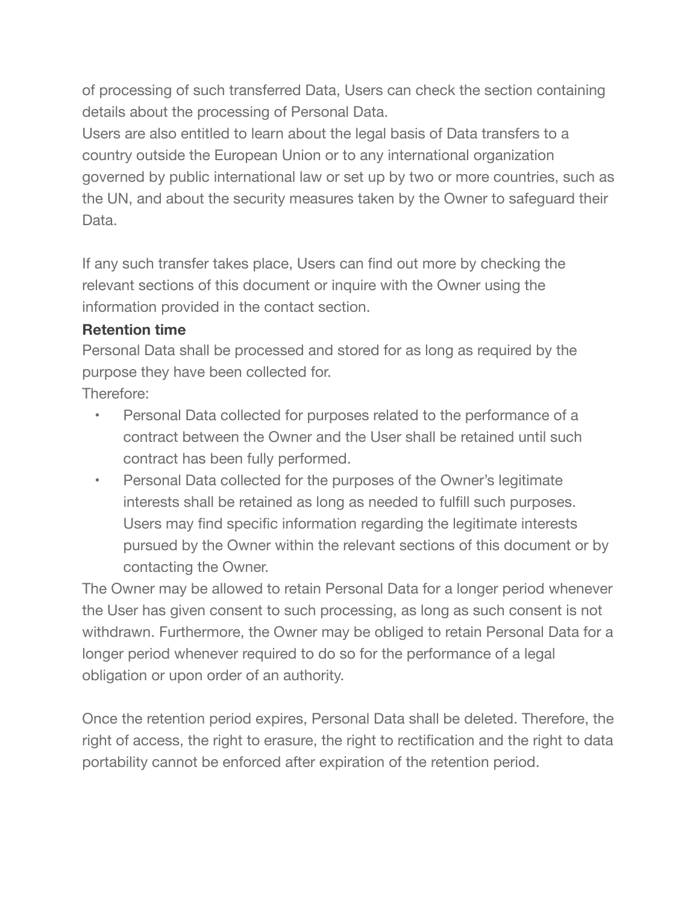of processing of such transferred Data, Users can check the section containing details about the processing of Personal Data.
Users are also entitled to learn about the legal basis of Data transfers to a country outside the European Union or to any international organization governed by public international law or set up by two or more countries, such as the UN, and about the security measures taken by the Owner to safeguard their Data.

If any such transfer takes place, Users can find out more by checking the relevant sections of this document or inquire with the Owner using the information provided in the contact section.

**Retention time**

Personal Data shall be processed and stored for as long as required by the purpose they have been collected for.
Therefore:

- Personal Data collected for purposes related to the performance of a contract between the Owner and the User shall be retained until such contract has been fully performed.
- Personal Data collected for the purposes of the Owner's legitimate interests shall be retained as long as needed to fulfill such purposes. Users may find specific information regarding the legitimate interests pursued by the Owner within the relevant sections of this document or by contacting the Owner.

The Owner may be allowed to retain Personal Data for a longer period whenever the User has given consent to such processing, as long as such consent is not withdrawn. Furthermore, the Owner may be obliged to retain Personal Data for a longer period whenever required to do so for the performance of a legal obligation or upon order of an authority.

Once the retention period expires, Personal Data shall be deleted. Therefore, the right of access, the right to erasure, the right to rectification and the right to data portability cannot be enforced after expiration of the retention period.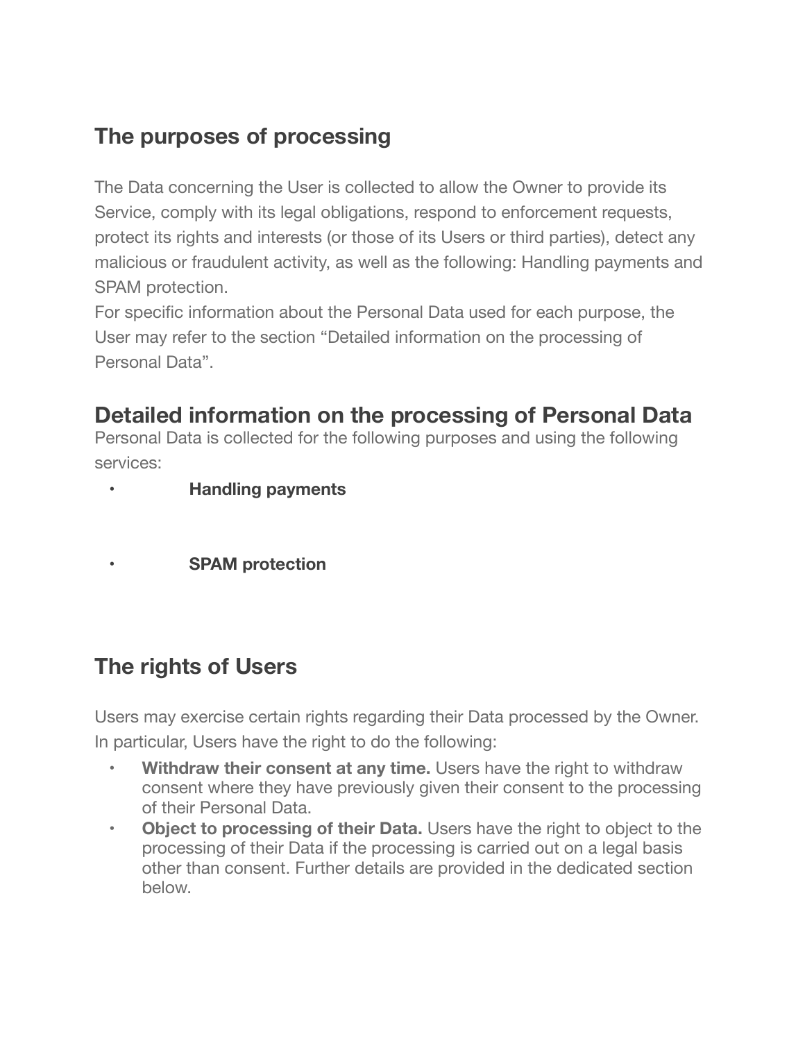## The purposes of processing

The Data concerning the User is collected to allow the Owner to provide its Service, comply with its legal obligations, respond to enforcement requests, protect its rights and interests (or those of its Users or third parties), detect any malicious or fraudulent activity, as well as the following: Handling payments and SPAM protection.
For specific information about the Personal Data used for each purpose, the User may refer to the section "Detailed information on the processing of Personal Data".

## Detailed information on the processing of Personal Data

Personal Data is collected for the following purposes and using the following services:

- **Handling payments**

- **SPAM protection**

## The rights of Users

Users may exercise certain rights regarding their Data processed by the Owner. In particular, Users have the right to do the following:

- **Withdraw their consent at any time.** Users have the right to withdraw consent where they have previously given their consent to the processing of their Personal Data.
- **Object to processing of their Data.** Users have the right to object to the processing of their Data if the processing is carried out on a legal basis other than consent. Further details are provided in the dedicated section below.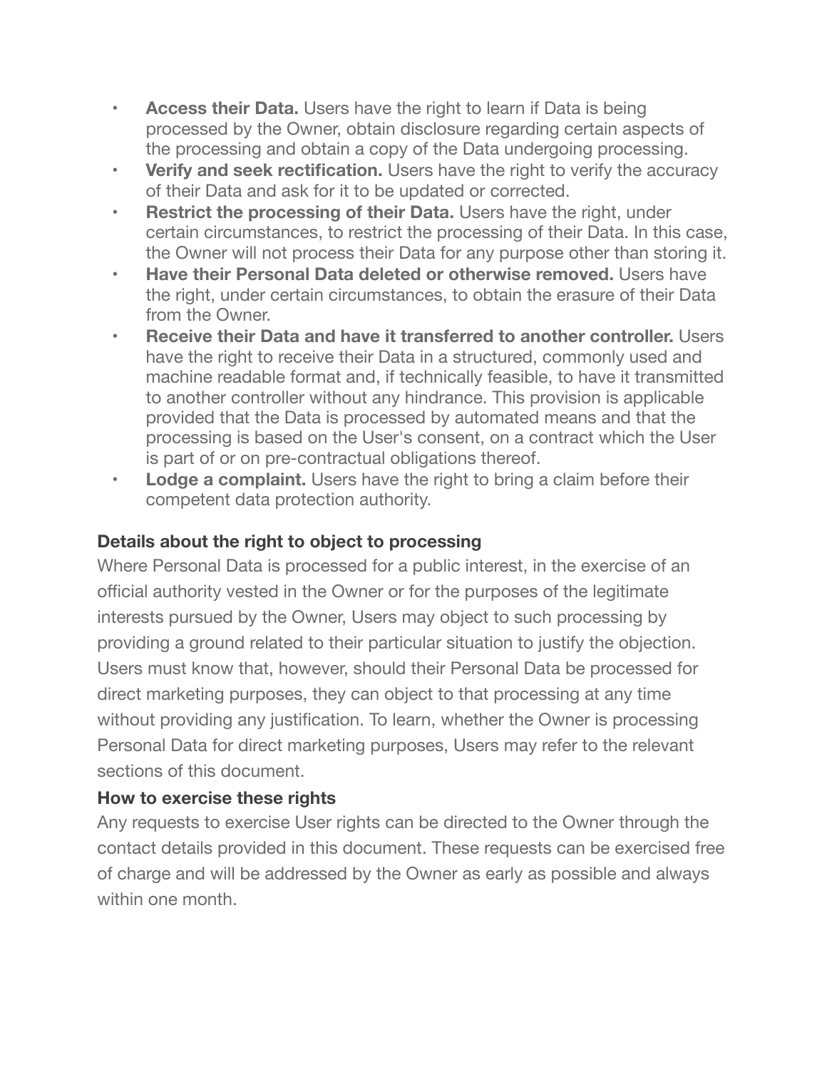- **Access their Data.** Users have the right to learn if Data is being processed by the Owner, obtain disclosure regarding certain aspects of the processing and obtain a copy of the Data undergoing processing.
- **Verify and seek rectification.** Users have the right to verify the accuracy of their Data and ask for it to be updated or corrected.
- **Restrict the processing of their Data.** Users have the right, under certain circumstances, to restrict the processing of their Data. In this case, the Owner will not process their Data for any purpose other than storing it.
- **Have their Personal Data deleted or otherwise removed.** Users have the right, under certain circumstances, to obtain the erasure of their Data from the Owner.
- **Receive their Data and have it transferred to another controller.** Users have the right to receive their Data in a structured, commonly used and machine readable format and, if technically feasible, to have it transmitted to another controller without any hindrance. This provision is applicable provided that the Data is processed by automated means and that the processing is based on the User's consent, on a contract which the User is part of or on pre-contractual obligations thereof.
- **Lodge a complaint.** Users have the right to bring a claim before their competent data protection authority.

### Details about the right to object to processing

Where Personal Data is processed for a public interest, in the exercise of an official authority vested in the Owner or for the purposes of the legitimate interests pursued by the Owner, Users may object to such processing by providing a ground related to their particular situation to justify the objection. Users must know that, however, should their Personal Data be processed for direct marketing purposes, they can object to that processing at any time without providing any justification. To learn, whether the Owner is processing Personal Data for direct marketing purposes, Users may refer to the relevant sections of this document.

### How to exercise these rights

Any requests to exercise User rights can be directed to the Owner through the contact details provided in this document. These requests can be exercised free of charge and will be addressed by the Owner as early as possible and always within one month.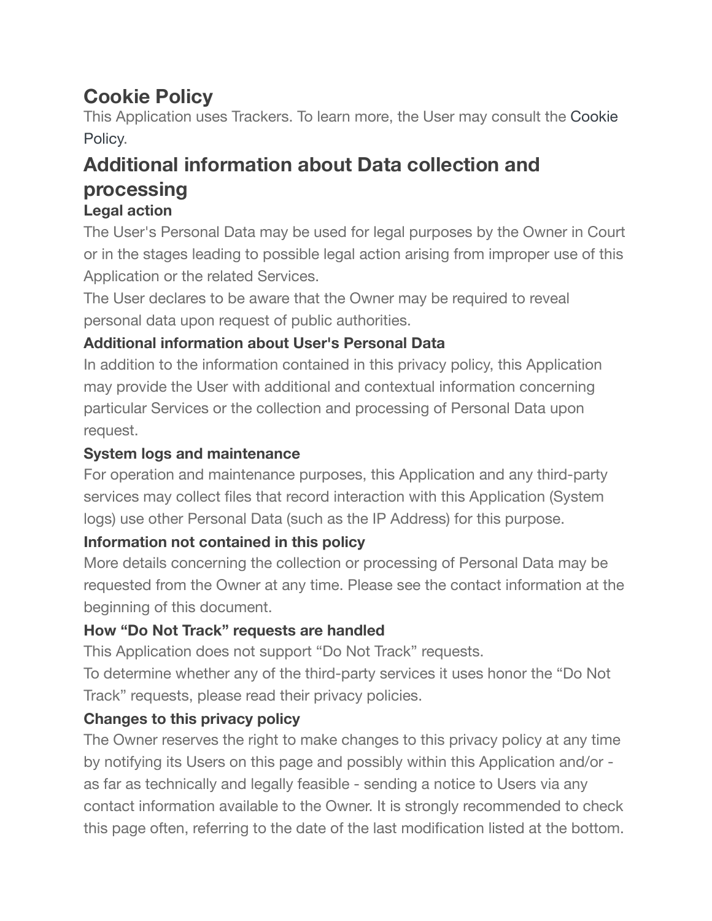## Cookie Policy

This Application uses Trackers. To learn more, the User may consult the Cookie Policy.

# Additional information about Data collection and processing

### Legal action

The User's Personal Data may be used for legal purposes by the Owner in Court or in the stages leading to possible legal action arising from improper use of this Application or the related Services.

The User declares to be aware that the Owner may be required to reveal personal data upon request of public authorities.

### Additional information about User's Personal Data

In addition to the information contained in this privacy policy, this Application may provide the User with additional and contextual information concerning particular Services or the collection and processing of Personal Data upon request.

### System logs and maintenance

For operation and maintenance purposes, this Application and any third-party services may collect files that record interaction with this Application (System logs) use other Personal Data (such as the IP Address) for this purpose.

### Information not contained in this policy

More details concerning the collection or processing of Personal Data may be requested from the Owner at any time. Please see the contact information at the beginning of this document.

### How “Do Not Track” requests are handled

This Application does not support “Do Not Track” requests.

To determine whether any of the third-party services it uses honor the “Do Not Track” requests, please read their privacy policies.

### Changes to this privacy policy

The Owner reserves the right to make changes to this privacy policy at any time by notifying its Users on this page and possibly within this Application and/or - as far as technically and legally feasible - sending a notice to Users via any contact information available to the Owner. It is strongly recommended to check this page often, referring to the date of the last modification listed at the bottom.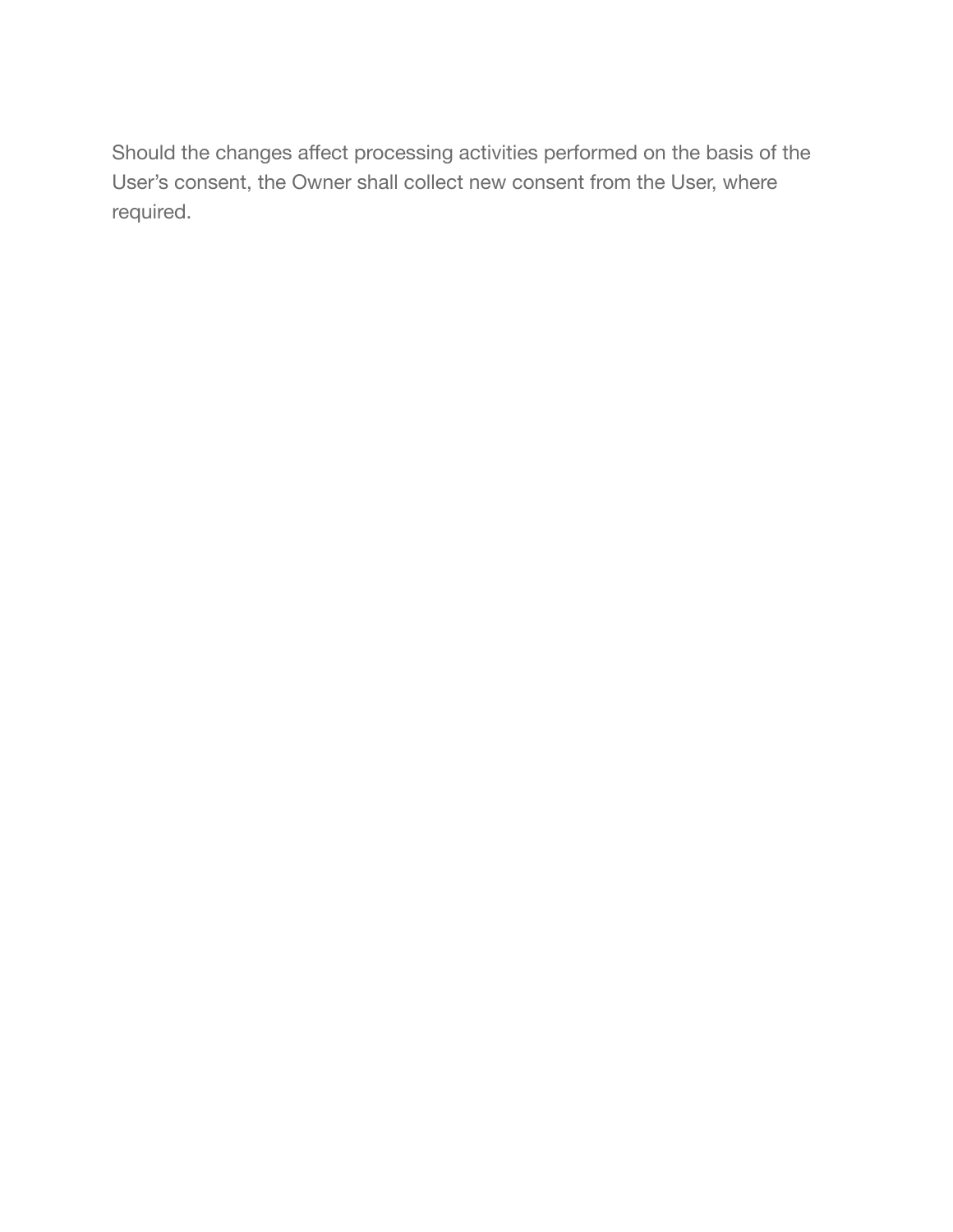Should the changes affect processing activities performed on the basis of the User’s consent, the Owner shall collect new consent from the User, where required.